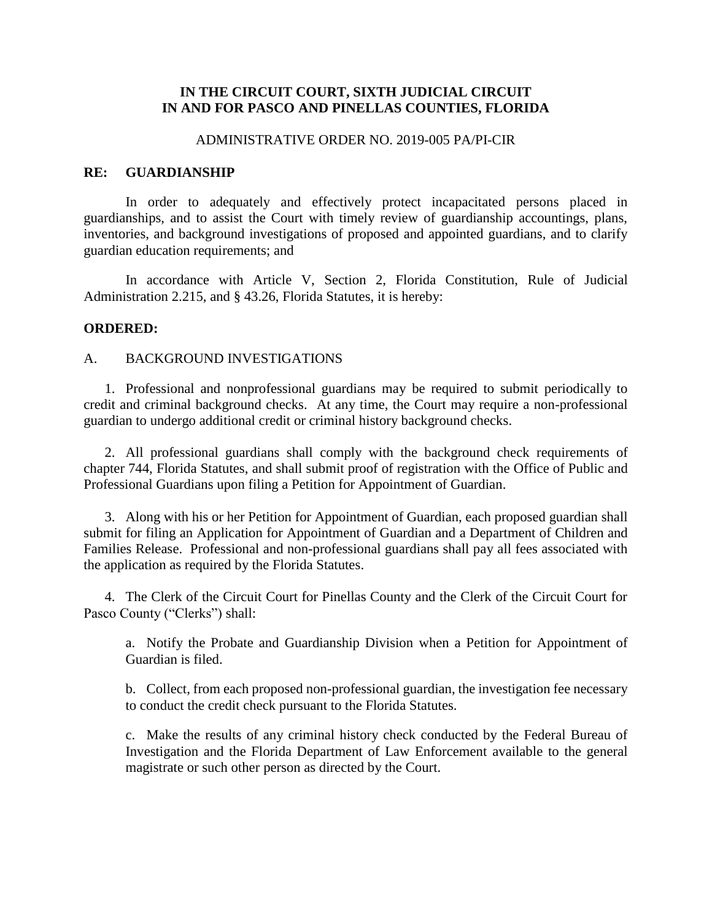**IN THE CIRCUIT COURT, SIXTH JUDICIAL CIRCUIT**
**IN AND FOR PASCO AND PINELLAS COUNTIES, FLORIDA**

ADMINISTRATIVE ORDER NO. 2019-005 PA/PI-CIR

**RE: GUARDIANSHIP**

In order to adequately and effectively protect incapacitated persons placed in guardianships, and to assist the Court with timely review of guardianship accountings, plans, inventories, and background investigations of proposed and appointed guardians, and to clarify guardian education requirements; and

In accordance with Article V, Section 2, Florida Constitution, Rule of Judicial Administration 2.215, and § 43.26, Florida Statutes, it is hereby:

**ORDERED:**

A. BACKGROUND INVESTIGATIONS

1. Professional and nonprofessional guardians may be required to submit periodically to credit and criminal background checks. At any time, the Court may require a non-professional guardian to undergo additional credit or criminal history background checks.

2. All professional guardians shall comply with the background check requirements of chapter 744, Florida Statutes, and shall submit proof of registration with the Office of Public and Professional Guardians upon filing a Petition for Appointment of Guardian.

3. Along with his or her Petition for Appointment of Guardian, each proposed guardian shall submit for filing an Application for Appointment of Guardian and a Department of Children and Families Release. Professional and non-professional guardians shall pay all fees associated with the application as required by the Florida Statutes.

4. The Clerk of the Circuit Court for Pinellas County and the Clerk of the Circuit Court for Pasco County ("Clerks") shall:

   a. Notify the Probate and Guardianship Division when a Petition for Appointment of Guardian is filed.

   b. Collect, from each proposed non-professional guardian, the investigation fee necessary to conduct the credit check pursuant to the Florida Statutes.

   c. Make the results of any criminal history check conducted by the Federal Bureau of Investigation and the Florida Department of Law Enforcement available to the general magistrate or such other person as directed by the Court.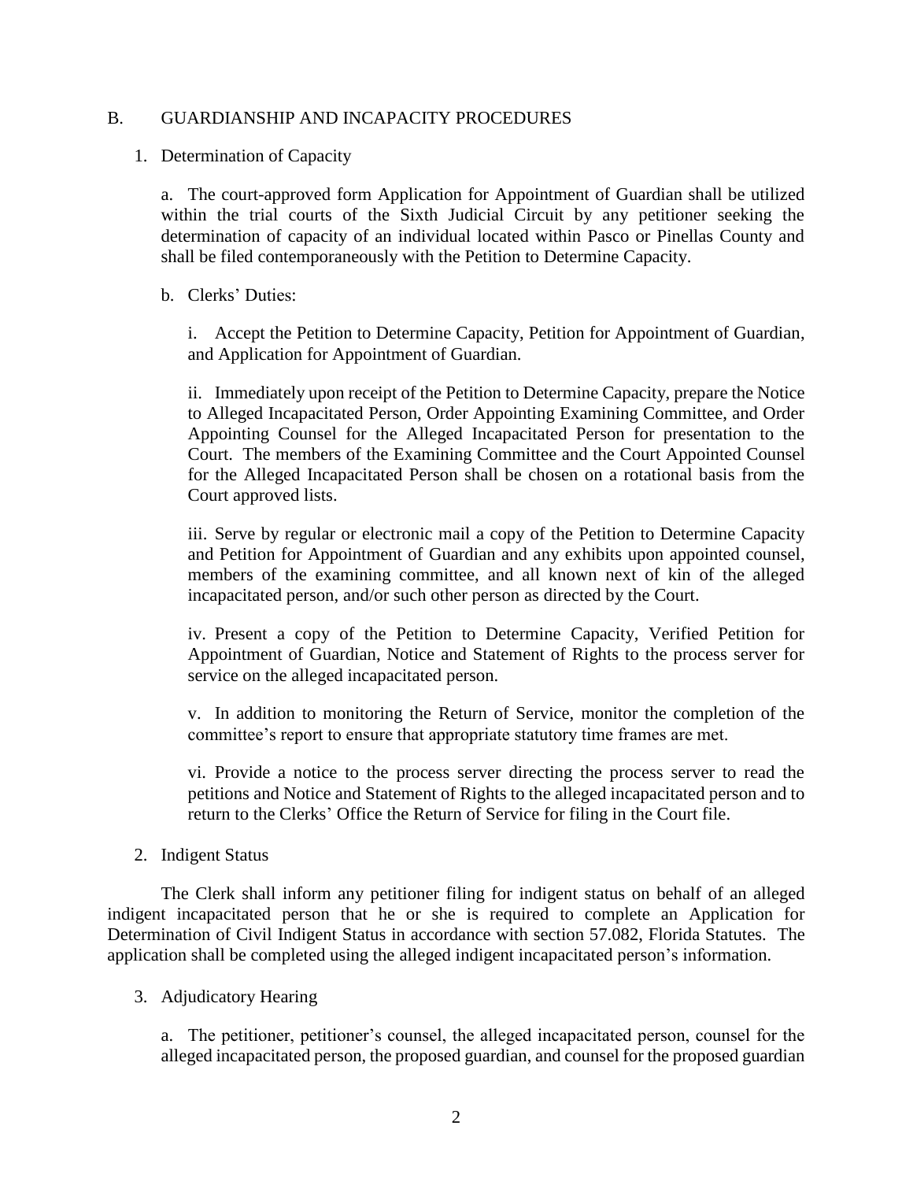## B. GUARDIANSHIP AND INCAPACITY PROCEDURES

### 1. Determination of Capacity

a. The court-approved form Application for Appointment of Guardian shall be utilized within the trial courts of the Sixth Judicial Circuit by any petitioner seeking the determination of capacity of an individual located within Pasco or Pinellas County and shall be filed contemporaneously with the Petition to Determine Capacity.

b. Clerks' Duties:

i. Accept the Petition to Determine Capacity, Petition for Appointment of Guardian, and Application for Appointment of Guardian.

ii. Immediately upon receipt of the Petition to Determine Capacity, prepare the Notice to Alleged Incapacitated Person, Order Appointing Examining Committee, and Order Appointing Counsel for the Alleged Incapacitated Person for presentation to the Court. The members of the Examining Committee and the Court Appointed Counsel for the Alleged Incapacitated Person shall be chosen on a rotational basis from the Court approved lists.

iii. Serve by regular or electronic mail a copy of the Petition to Determine Capacity and Petition for Appointment of Guardian and any exhibits upon appointed counsel, members of the examining committee, and all known next of kin of the alleged incapacitated person, and/or such other person as directed by the Court.

iv. Present a copy of the Petition to Determine Capacity, Verified Petition for Appointment of Guardian, Notice and Statement of Rights to the process server for service on the alleged incapacitated person.

v. In addition to monitoring the Return of Service, monitor the completion of the committee's report to ensure that appropriate statutory time frames are met.

vi. Provide a notice to the process server directing the process server to read the petitions and Notice and Statement of Rights to the alleged incapacitated person and to return to the Clerks' Office the Return of Service for filing in the Court file.

### 2. Indigent Status

The Clerk shall inform any petitioner filing for indigent status on behalf of an alleged indigent incapacitated person that he or she is required to complete an Application for Determination of Civil Indigent Status in accordance with section 57.082, Florida Statutes. The application shall be completed using the alleged indigent incapacitated person's information.

### 3. Adjudicatory Hearing

a. The petitioner, petitioner's counsel, the alleged incapacitated person, counsel for the alleged incapacitated person, the proposed guardian, and counsel for the proposed guardian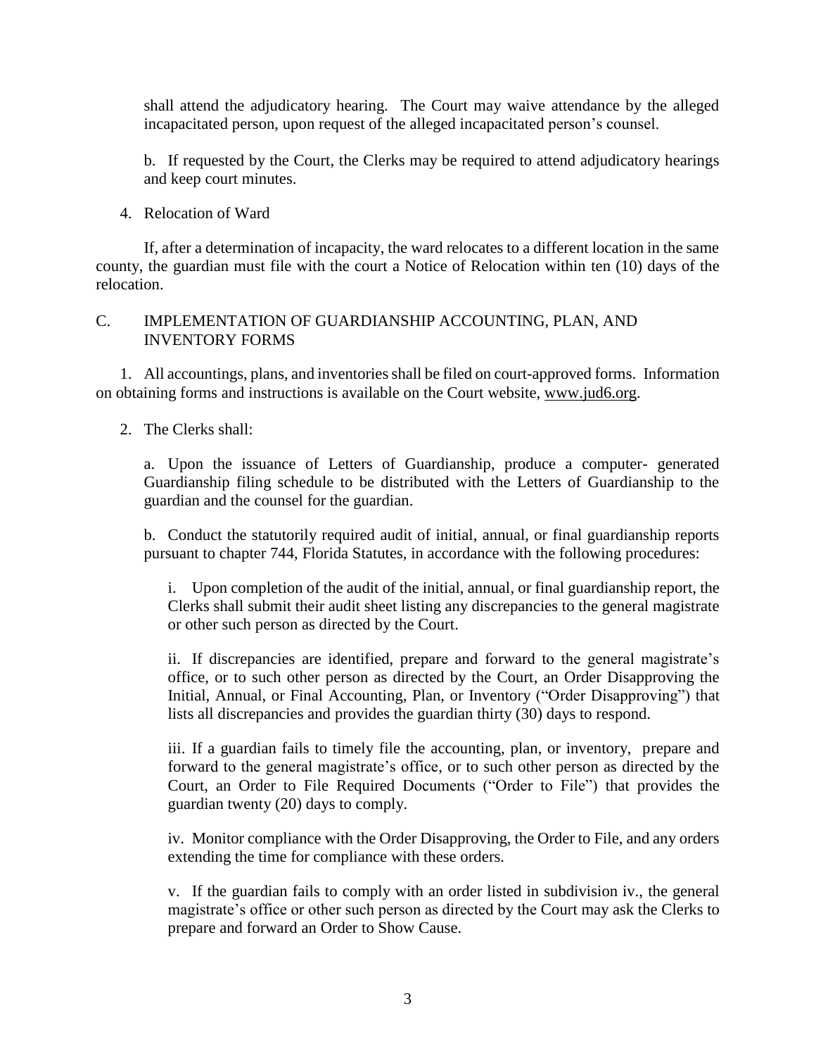shall attend the adjudicatory hearing. The Court may waive attendance by the alleged incapacitated person, upon request of the alleged incapacitated person's counsel.

b. If requested by the Court, the Clerks may be required to attend adjudicatory hearings and keep court minutes.

4. Relocation of Ward

If, after a determination of incapacity, the ward relocates to a different location in the same county, the guardian must file with the court a Notice of Relocation within ten (10) days of the relocation.

## C. IMPLEMENTATION OF GUARDIANSHIP ACCOUNTING, PLAN, AND INVENTORY FORMS

1. All accountings, plans, and inventories shall be filed on court-approved forms. Information on obtaining forms and instructions is available on the Court website, www.jud6.org.

2. The Clerks shall:

a. Upon the issuance of Letters of Guardianship, produce a computer- generated Guardianship filing schedule to be distributed with the Letters of Guardianship to the guardian and the counsel for the guardian.

b. Conduct the statutorily required audit of initial, annual, or final guardianship reports pursuant to chapter 744, Florida Statutes, in accordance with the following procedures:

i. Upon completion of the audit of the initial, annual, or final guardianship report, the Clerks shall submit their audit sheet listing any discrepancies to the general magistrate or other such person as directed by the Court.

ii. If discrepancies are identified, prepare and forward to the general magistrate's office, or to such other person as directed by the Court, an Order Disapproving the Initial, Annual, or Final Accounting, Plan, or Inventory ("Order Disapproving") that lists all discrepancies and provides the guardian thirty (30) days to respond.

iii. If a guardian fails to timely file the accounting, plan, or inventory, prepare and forward to the general magistrate's office, or to such other person as directed by the Court, an Order to File Required Documents ("Order to File") that provides the guardian twenty (20) days to comply.

iv. Monitor compliance with the Order Disapproving, the Order to File, and any orders extending the time for compliance with these orders.

v. If the guardian fails to comply with an order listed in subdivision iv., the general magistrate's office or other such person as directed by the Court may ask the Clerks to prepare and forward an Order to Show Cause.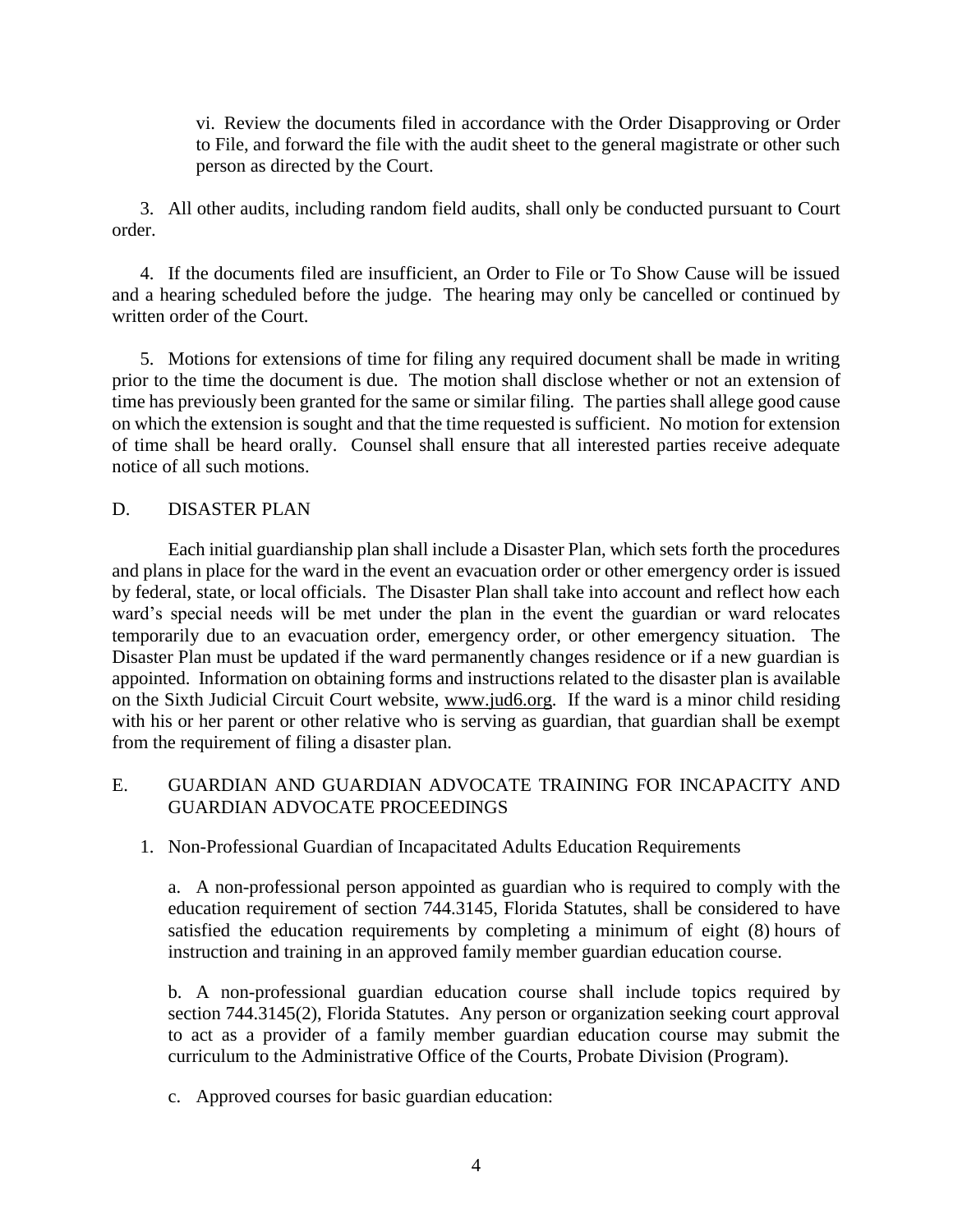vi. Review the documents filed in accordance with the Order Disapproving or Order to File, and forward the file with the audit sheet to the general magistrate or other such person as directed by the Court.

3. All other audits, including random field audits, shall only be conducted pursuant to Court order.

4. If the documents filed are insufficient, an Order to File or To Show Cause will be issued and a hearing scheduled before the judge. The hearing may only be cancelled or continued by written order of the Court.

5. Motions for extensions of time for filing any required document shall be made in writing prior to the time the document is due. The motion shall disclose whether or not an extension of time has previously been granted for the same or similar filing. The parties shall allege good cause on which the extension is sought and that the time requested is sufficient. No motion for extension of time shall be heard orally. Counsel shall ensure that all interested parties receive adequate notice of all such motions.

## D. DISASTER PLAN

Each initial guardianship plan shall include a Disaster Plan, which sets forth the procedures and plans in place for the ward in the event an evacuation order or other emergency order is issued by federal, state, or local officials. The Disaster Plan shall take into account and reflect how each ward's special needs will be met under the plan in the event the guardian or ward relocates temporarily due to an evacuation order, emergency order, or other emergency situation. The Disaster Plan must be updated if the ward permanently changes residence or if a new guardian is appointed. Information on obtaining forms and instructions related to the disaster plan is available on the Sixth Judicial Circuit Court website, www.jud6.org. If the ward is a minor child residing with his or her parent or other relative who is serving as guardian, that guardian shall be exempt from the requirement of filing a disaster plan.

## E. GUARDIAN AND GUARDIAN ADVOCATE TRAINING FOR INCAPACITY AND GUARDIAN ADVOCATE PROCEEDINGS

1. Non-Professional Guardian of Incapacitated Adults Education Requirements

a. A non-professional person appointed as guardian who is required to comply with the education requirement of section 744.3145, Florida Statutes, shall be considered to have satisfied the education requirements by completing a minimum of eight (8) hours of instruction and training in an approved family member guardian education course.

b. A non-professional guardian education course shall include topics required by section 744.3145(2), Florida Statutes. Any person or organization seeking court approval to act as a provider of a family member guardian education course may submit the curriculum to the Administrative Office of the Courts, Probate Division (Program).

c. Approved courses for basic guardian education: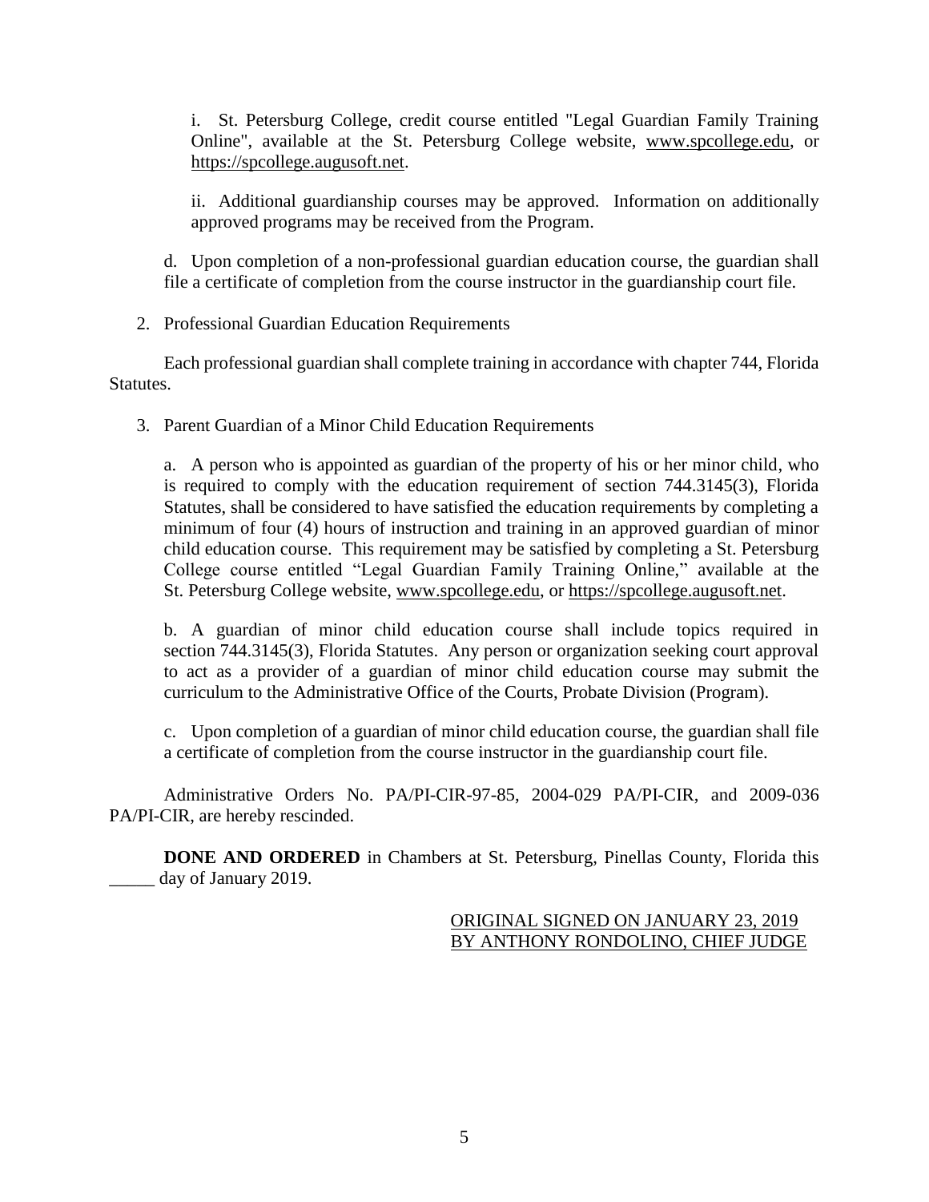i. St. Petersburg College, credit course entitled "Legal Guardian Family Training Online", available at the St. Petersburg College website, www.spcollege.edu, or https://spcollege.augusoft.net.

ii. Additional guardianship courses may be approved. Information on additionally approved programs may be received from the Program.

d. Upon completion of a non-professional guardian education course, the guardian shall file a certificate of completion from the course instructor in the guardianship court file.

2. Professional Guardian Education Requirements

Each professional guardian shall complete training in accordance with chapter 744, Florida Statutes.

3. Parent Guardian of a Minor Child Education Requirements

a. A person who is appointed as guardian of the property of his or her minor child, who is required to comply with the education requirement of section 744.3145(3), Florida Statutes, shall be considered to have satisfied the education requirements by completing a minimum of four (4) hours of instruction and training in an approved guardian of minor child education course. This requirement may be satisfied by completing a St. Petersburg College course entitled "Legal Guardian Family Training Online," available at the St. Petersburg College website, www.spcollege.edu, or https://spcollege.augusoft.net.

b. A guardian of minor child education course shall include topics required in section 744.3145(3), Florida Statutes. Any person or organization seeking court approval to act as a provider of a guardian of minor child education course may submit the curriculum to the Administrative Office of the Courts, Probate Division (Program).

c. Upon completion of a guardian of minor child education course, the guardian shall file a certificate of completion from the course instructor in the guardianship court file.

Administrative Orders No. PA/PI-CIR-97-85, 2004-029 PA/PI-CIR, and 2009-036 PA/PI-CIR, are hereby rescinded.

**DONE AND ORDERED** in Chambers at St. Petersburg, Pinellas County, Florida this _____ day of January 2019.

ORIGINAL SIGNED ON JANUARY 23, 2019
BY ANTHONY RONDOLINO, CHIEF JUDGE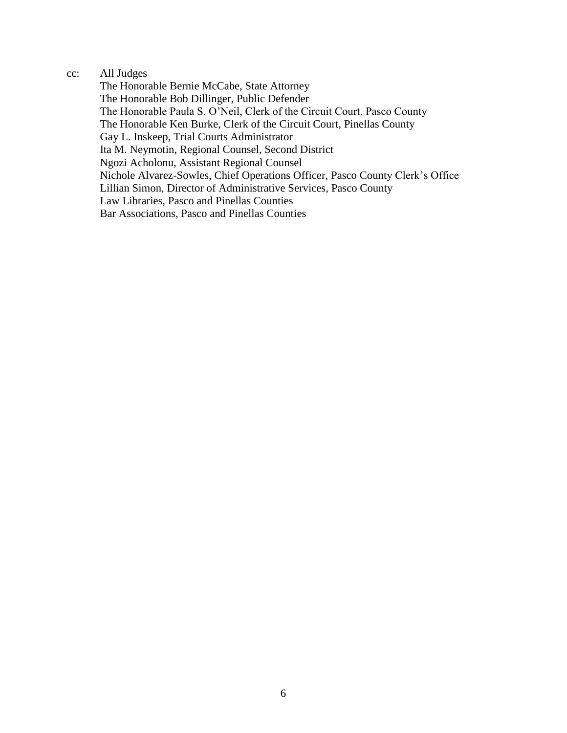cc: All Judges
The Honorable Bernie McCabe, State Attorney
The Honorable Bob Dillinger, Public Defender
The Honorable Paula S. O'Neil, Clerk of the Circuit Court, Pasco County
The Honorable Ken Burke, Clerk of the Circuit Court, Pinellas County
Gay L. Inskeep, Trial Courts Administrator
Ita M. Neymotin, Regional Counsel, Second District
Ngozi Acholonu, Assistant Regional Counsel
Nichole Alvarez-Sowles, Chief Operations Officer, Pasco County Clerk's Office
Lillian Simon, Director of Administrative Services, Pasco County
Law Libraries, Pasco and Pinellas Counties
Bar Associations, Pasco and Pinellas Counties